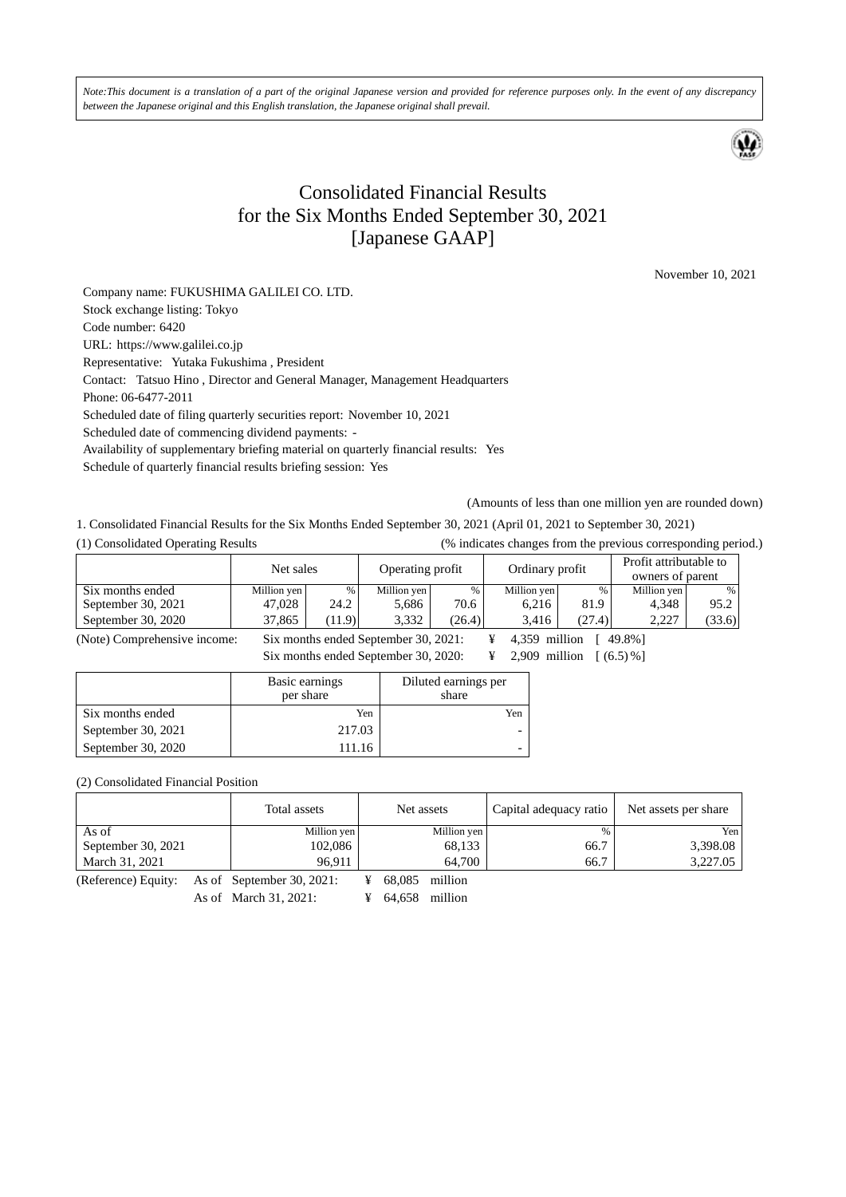*Note:This document is a translation of a part of the original Japanese version and provided for reference purposes only. In the event of any discrepancy between the Japanese original and this English translation, the Japanese original shall prevail.*

# Consolidated Financial Results for the Six Months Ended September 30, 2021 [Japanese GAAP]

November 10, 2021

Company name: FUKUSHIMA GALILEI CO. LTD.
Stock exchange listing: Tokyo
Code number: 6420
URL: https://www.galilei.co.jp
Representative: Yutaka Fukushima , President
Contact: Tatsuo Hino , Director and General Manager, Management Headquarters
Phone: 06-6477-2011
Scheduled date of filing quarterly securities report: November 10, 2021
Scheduled date of commencing dividend payments: -
Availability of supplementary briefing material on quarterly financial results: Yes
Schedule of quarterly financial results briefing session: Yes

(Amounts of less than one million yen are rounded down)

1. Consolidated Financial Results for the Six Months Ended September 30, 2021 (April 01, 2021 to September 30, 2021)

(1) Consolidated Operating Results (% indicates changes from the previous corresponding period.)

| | Net sales | | Operating profit | | Ordinary profit | | Profit attributable to owners of parent | |
|---|---|---|---|---|---|---|---|---|
| Six months ended | Million yen | % | Million yen | % | Million yen | % | Million yen | % |
| September 30, 2021 | 47,028 | 24.2 | 5,686 | 70.6 | 6,216 | 81.9 | 4,348 | 95.2 |
| September 30, 2020 | 37,865 | (11.9) | 3,332 | (26.4) | 3,416 | (27.4) | 2,227 | (33.6) |

(Note) Comprehensive income: Six months ended September 30, 2021: ¥ 4,359 million [ 49.8%]
Six months ended September 30, 2020: ¥ 2,909 million [ (6.5) %]

| | Basic earnings per share | Diluted earnings per share |
|---|---|---|
| Six months ended | Yen | Yen |
| September 30, 2021 | 217.03 | - |
| September 30, 2020 | 111.16 | - |

(2) Consolidated Financial Position

| | Total assets | Net assets | Capital adequacy ratio | Net assets per share |
|---|---|---|---|---|
| As of | Million yen | Million yen | % | Yen |
| September 30, 2021 | 102,086 | 68,133 | 66.7 | 3,398.08 |
| March 31, 2021 | 96,911 | 64,700 | 66.7 | 3,227.05 |

(Reference) Equity: As of September 30, 2021: ¥ 68,085 million
As of March 31, 2021: ¥ 64,658 million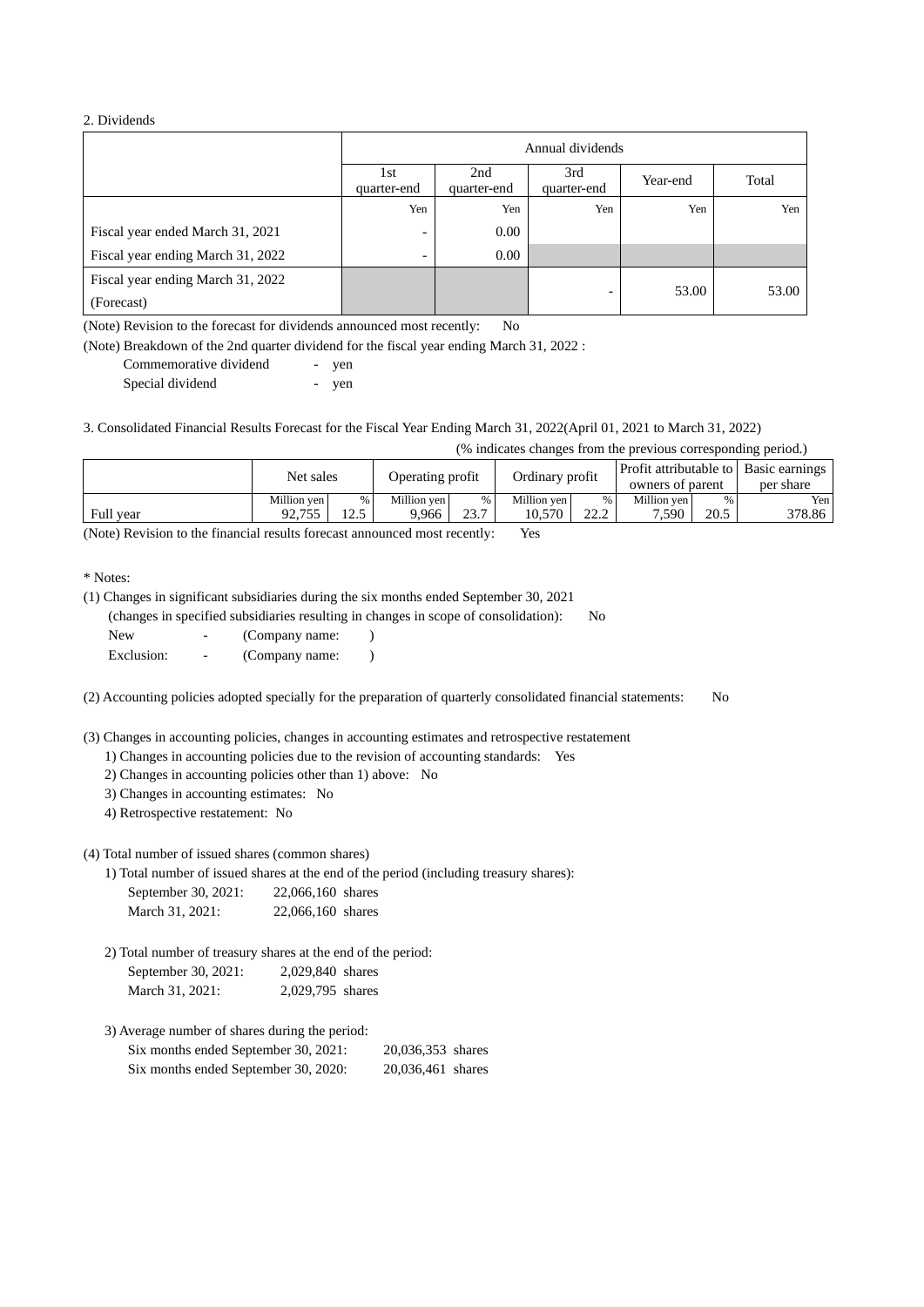2. Dividends

| | Annual dividends | | | | |
|---|---|---|---|---|---|
| | 1st quarter-end | 2nd quarter-end | 3rd quarter-end | Year-end | Total |
| | Yen | Yen | Yen | Yen | Yen |
| Fiscal year ended March 31, 2021 | - | 0.00 | | | |
| Fiscal year ending March 31, 2022 | - | 0.00 | | | |
| Fiscal year ending March 31, 2022 (Forecast) | | | - | 53.00 | 53.00 |

(Note) Revision to the forecast for dividends announced most recently: No

(Note) Breakdown of the 2nd quarter dividend for the fiscal year ending March 31, 2022 :

Commemorative dividend - yen

Special dividend - yen

3. Consolidated Financial Results Forecast for the Fiscal Year Ending March 31, 2022(April 01, 2021 to March 31, 2022)

(% indicates changes from the previous corresponding period.)

| | Net sales | | Operating profit | | Ordinary profit | | Profit attributable to owners of parent | | Basic earnings per share |
|---|---|---|---|---|---|---|---|---|---|
| | Million yen | % | Million yen | % | Million yen | % | Million yen | % | Yen |
| Full year | 92,755 | 12.5 | 9,966 | 23.7 | 10,570 | 22.2 | 7,590 | 20.5 | 378.86 |

(Note) Revision to the financial results forecast announced most recently: Yes

\* Notes:

(1) Changes in significant subsidiaries during the six months ended September 30, 2021
(changes in specified subsidiaries resulting in changes in scope of consolidation): No

New - (Company name: )

Exclusion: - (Company name: )

(2) Accounting policies adopted specially for the preparation of quarterly consolidated financial statements: No

(3) Changes in accounting policies, changes in accounting estimates and retrospective restatement

1) Changes in accounting policies due to the revision of accounting standards: Yes

2) Changes in accounting policies other than 1) above: No

3) Changes in accounting estimates: No

4) Retrospective restatement: No

(4) Total number of issued shares (common shares)

1) Total number of issued shares at the end of the period (including treasury shares):

September 30, 2021: 22,066,160 shares

March 31, 2021: 22,066,160 shares

2) Total number of treasury shares at the end of the period:

September 30, 2021: 2,029,840 shares

March 31, 2021: 2,029,795 shares

3) Average number of shares during the period:

Six months ended September 30, 2021: 20,036,353 shares

Six months ended September 30, 2020: 20,036,461 shares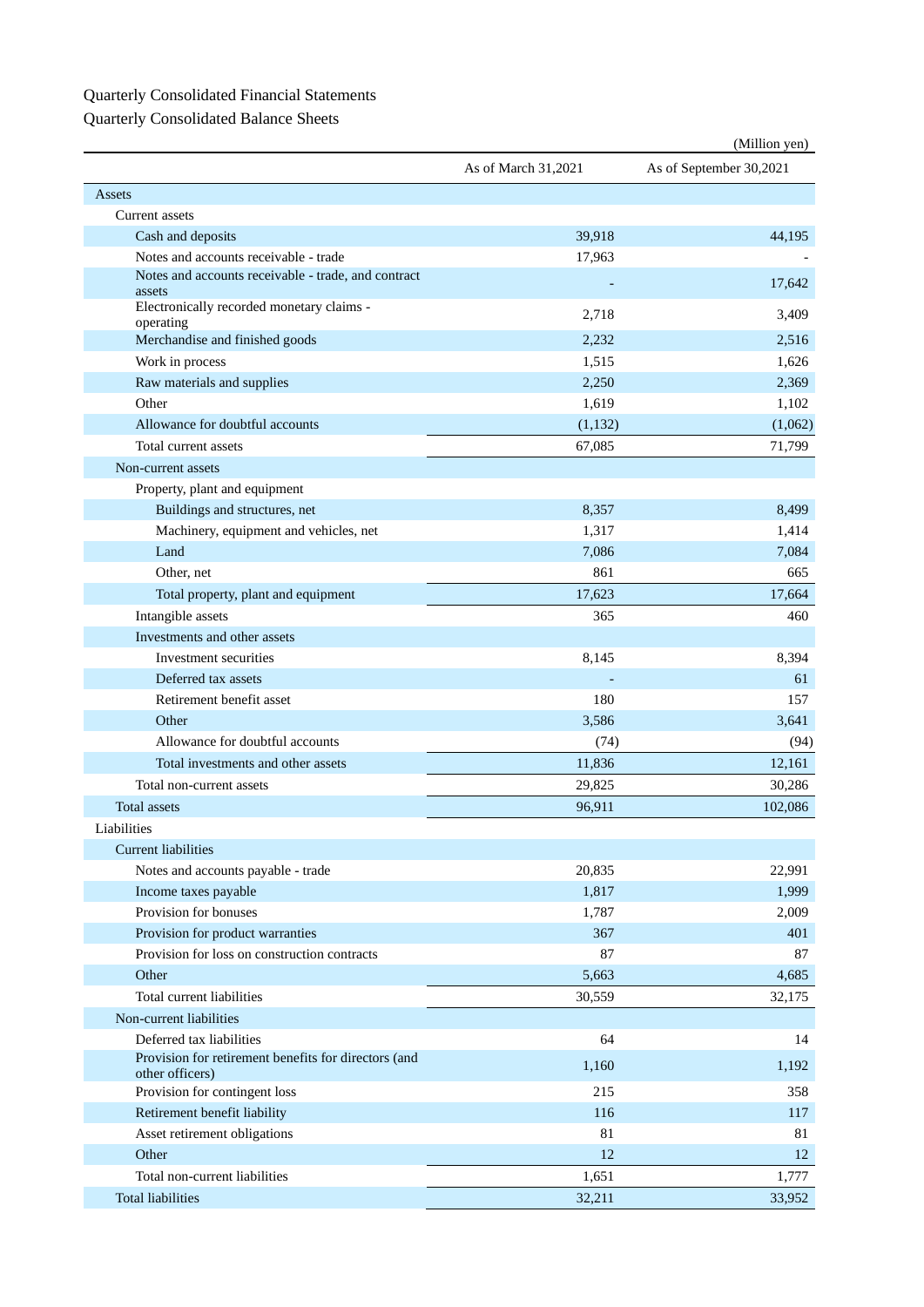Quarterly Consolidated Financial Statements

Quarterly Consolidated Balance Sheets

(Million yen)

| | As of March 31,2021 | As of September 30,2021 |
|---|---|---|
| Assets | | |
| Current assets | | |
| Cash and deposits | 39,918 | 44,195 |
| Notes and accounts receivable - trade | 17,963 | - |
| Notes and accounts receivable - trade, and contract assets | - | 17,642 |
| Electronically recorded monetary claims - operating | 2,718 | 3,409 |
| Merchandise and finished goods | 2,232 | 2,516 |
| Work in process | 1,515 | 1,626 |
| Raw materials and supplies | 2,250 | 2,369 |
| Other | 1,619 | 1,102 |
| Allowance for doubtful accounts | (1,132) | (1,062) |
| Total current assets | 67,085 | 71,799 |
| Non-current assets | | |
| Property, plant and equipment | | |
| Buildings and structures, net | 8,357 | 8,499 |
| Machinery, equipment and vehicles, net | 1,317 | 1,414 |
| Land | 7,086 | 7,084 |
| Other, net | 861 | 665 |
| Total property, plant and equipment | 17,623 | 17,664 |
| Intangible assets | 365 | 460 |
| Investments and other assets | | |
| Investment securities | 8,145 | 8,394 |
| Deferred tax assets | - | 61 |
| Retirement benefit asset | 180 | 157 |
| Other | 3,586 | 3,641 |
| Allowance for doubtful accounts | (74) | (94) |
| Total investments and other assets | 11,836 | 12,161 |
| Total non-current assets | 29,825 | 30,286 |
| Total assets | 96,911 | 102,086 |
| Liabilities | | |
| Current liabilities | | |
| Notes and accounts payable - trade | 20,835 | 22,991 |
| Income taxes payable | 1,817 | 1,999 |
| Provision for bonuses | 1,787 | 2,009 |
| Provision for product warranties | 367 | 401 |
| Provision for loss on construction contracts | 87 | 87 |
| Other | 5,663 | 4,685 |
| Total current liabilities | 30,559 | 32,175 |
| Non-current liabilities | | |
| Deferred tax liabilities | 64 | 14 |
| Provision for retirement benefits for directors (and other officers) | 1,160 | 1,192 |
| Provision for contingent loss | 215 | 358 |
| Retirement benefit liability | 116 | 117 |
| Asset retirement obligations | 81 | 81 |
| Other | 12 | 12 |
| Total non-current liabilities | 1,651 | 1,777 |
| Total liabilities | 32,211 | 33,952 |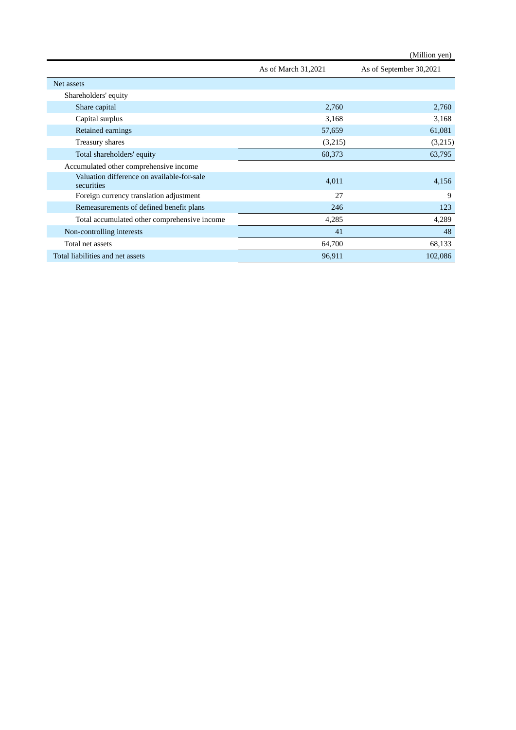(Million yen)

| | As of March 31,2021 | As of September 30,2021 |
|---|---|---|
| Net assets | | |
| Shareholders' equity | | |
| Share capital | 2,760 | 2,760 |
| Capital surplus | 3,168 | 3,168 |
| Retained earnings | 57,659 | 61,081 |
| Treasury shares | (3,215) | (3,215) |
| Total shareholders' equity | 60,373 | 63,795 |
| Accumulated other comprehensive income | | |
| Valuation difference on available-for-sale securities | 4,011 | 4,156 |
| Foreign currency translation adjustment | 27 | 9 |
| Remeasurements of defined benefit plans | 246 | 123 |
| Total accumulated other comprehensive income | 4,285 | 4,289 |
| Non-controlling interests | 41 | 48 |
| Total net assets | 64,700 | 68,133 |
| Total liabilities and net assets | 96,911 | 102,086 |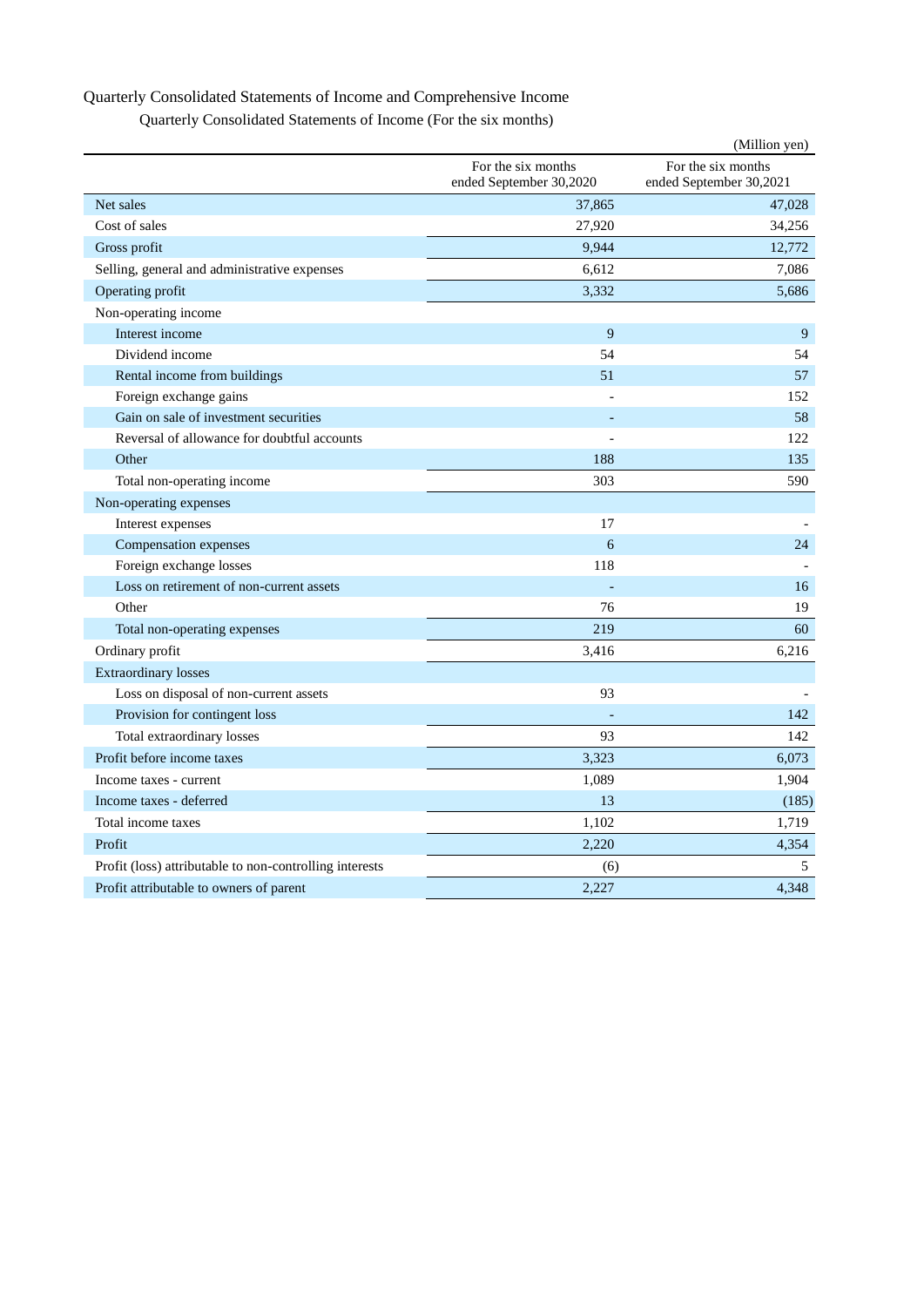## Quarterly Consolidated Statements of Income and Comprehensive Income

### Quarterly Consolidated Statements of Income (For the six months)

(Million yen)

| | For the six months ended September 30,2020 | For the six months ended September 30,2021 |
|---|---|---|
| Net sales | 37,865 | 47,028 |
| Cost of sales | 27,920 | 34,256 |
| Gross profit | 9,944 | 12,772 |
| Selling, general and administrative expenses | 6,612 | 7,086 |
| Operating profit | 3,332 | 5,686 |
| Non-operating income | | |
| Interest income | 9 | 9 |
| Dividend income | 54 | 54 |
| Rental income from buildings | 51 | 57 |
| Foreign exchange gains | - | 152 |
| Gain on sale of investment securities | - | 58 |
| Reversal of allowance for doubtful accounts | - | 122 |
| Other | 188 | 135 |
| Total non-operating income | 303 | 590 |
| Non-operating expenses | | |
| Interest expenses | 17 | - |
| Compensation expenses | 6 | 24 |
| Foreign exchange losses | 118 | - |
| Loss on retirement of non-current assets | - | 16 |
| Other | 76 | 19 |
| Total non-operating expenses | 219 | 60 |
| Ordinary profit | 3,416 | 6,216 |
| Extraordinary losses | | |
| Loss on disposal of non-current assets | 93 | - |
| Provision for contingent loss | - | 142 |
| Total extraordinary losses | 93 | 142 |
| Profit before income taxes | 3,323 | 6,073 |
| Income taxes - current | 1,089 | 1,904 |
| Income taxes - deferred | 13 | (185) |
| Total income taxes | 1,102 | 1,719 |
| Profit | 2,220 | 4,354 |
| Profit (loss) attributable to non-controlling interests | (6) | 5 |
| Profit attributable to owners of parent | 2,227 | 4,348 |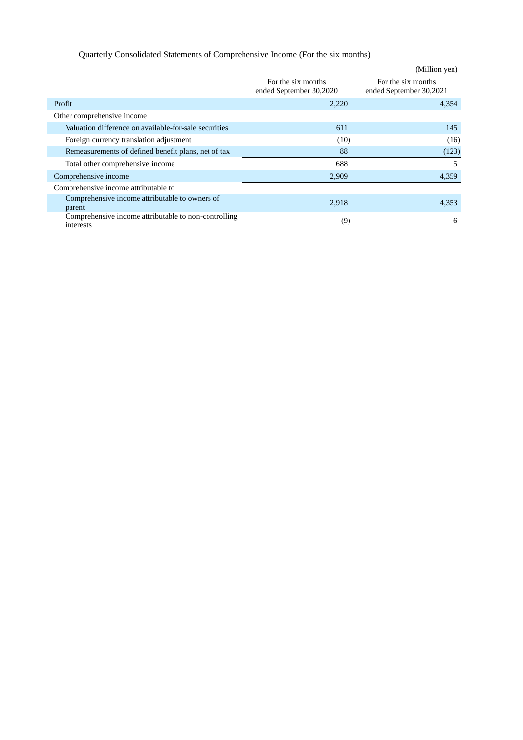Quarterly Consolidated Statements of Comprehensive Income (For the six months)

(Million yen)

| | For the six months ended September 30,2020 | For the six months ended September 30,2021 |
|---|---|---|
| Profit | 2,220 | 4,354 |
| Other comprehensive income | | |
| Valuation difference on available-for-sale securities | 611 | 145 |
| Foreign currency translation adjustment | (10) | (16) |
| Remeasurements of defined benefit plans, net of tax | 88 | (123) |
| Total other comprehensive income | 688 | 5 |
| Comprehensive income | 2,909 | 4,359 |
| Comprehensive income attributable to | | |
| Comprehensive income attributable to owners of parent | 2,918 | 4,353 |
| Comprehensive income attributable to non-controlling interests | (9) | 6 |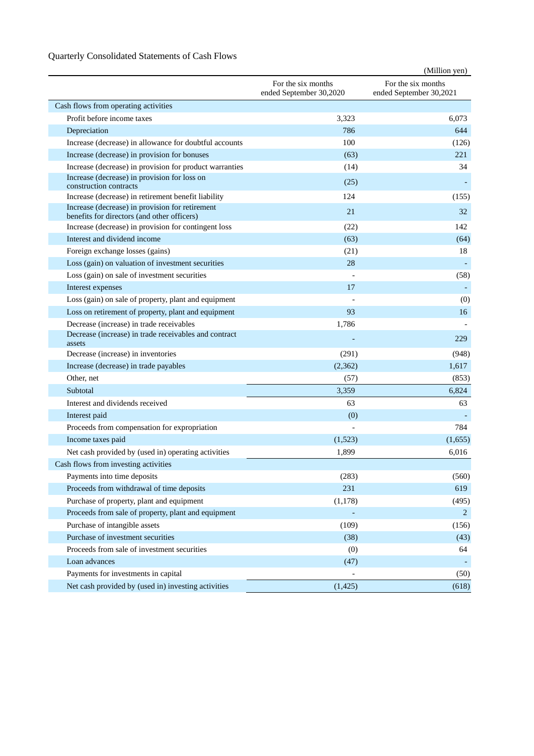## Quarterly Consolidated Statements of Cash Flows

(Million yen)

| | For the six months ended September 30,2020 | For the six months ended September 30,2021 |
|---|---|---|
| Cash flows from operating activities | | |
| Profit before income taxes | 3,323 | 6,073 |
| Depreciation | 786 | 644 |
| Increase (decrease) in allowance for doubtful accounts | 100 | (126) |
| Increase (decrease) in provision for bonuses | (63) | 221 |
| Increase (decrease) in provision for product warranties | (14) | 34 |
| Increase (decrease) in provision for loss on construction contracts | (25) | - |
| Increase (decrease) in retirement benefit liability | 124 | (155) |
| Increase (decrease) in provision for retirement benefits for directors (and other officers) | 21 | 32 |
| Increase (decrease) in provision for contingent loss | (22) | 142 |
| Interest and dividend income | (63) | (64) |
| Foreign exchange losses (gains) | (21) | 18 |
| Loss (gain) on valuation of investment securities | 28 | - |
| Loss (gain) on sale of investment securities | - | (58) |
| Interest expenses | 17 | - |
| Loss (gain) on sale of property, plant and equipment | - | (0) |
| Loss on retirement of property, plant and equipment | 93 | 16 |
| Decrease (increase) in trade receivables | 1,786 | - |
| Decrease (increase) in trade receivables and contract assets | - | 229 |
| Decrease (increase) in inventories | (291) | (948) |
| Increase (decrease) in trade payables | (2,362) | 1,617 |
| Other, net | (57) | (853) |
| Subtotal | 3,359 | 6,824 |
| Interest and dividends received | 63 | 63 |
| Interest paid | (0) | - |
| Proceeds from compensation for expropriation | - | 784 |
| Income taxes paid | (1,523) | (1,655) |
| Net cash provided by (used in) operating activities | 1,899 | 6,016 |
| Cash flows from investing activities | | |
| Payments into time deposits | (283) | (560) |
| Proceeds from withdrawal of time deposits | 231 | 619 |
| Purchase of property, plant and equipment | (1,178) | (495) |
| Proceeds from sale of property, plant and equipment | - | 2 |
| Purchase of intangible assets | (109) | (156) |
| Purchase of investment securities | (38) | (43) |
| Proceeds from sale of investment securities | (0) | 64 |
| Loan advances | (47) | - |
| Payments for investments in capital | - | (50) |
| Net cash provided by (used in) investing activities | (1,425) | (618) |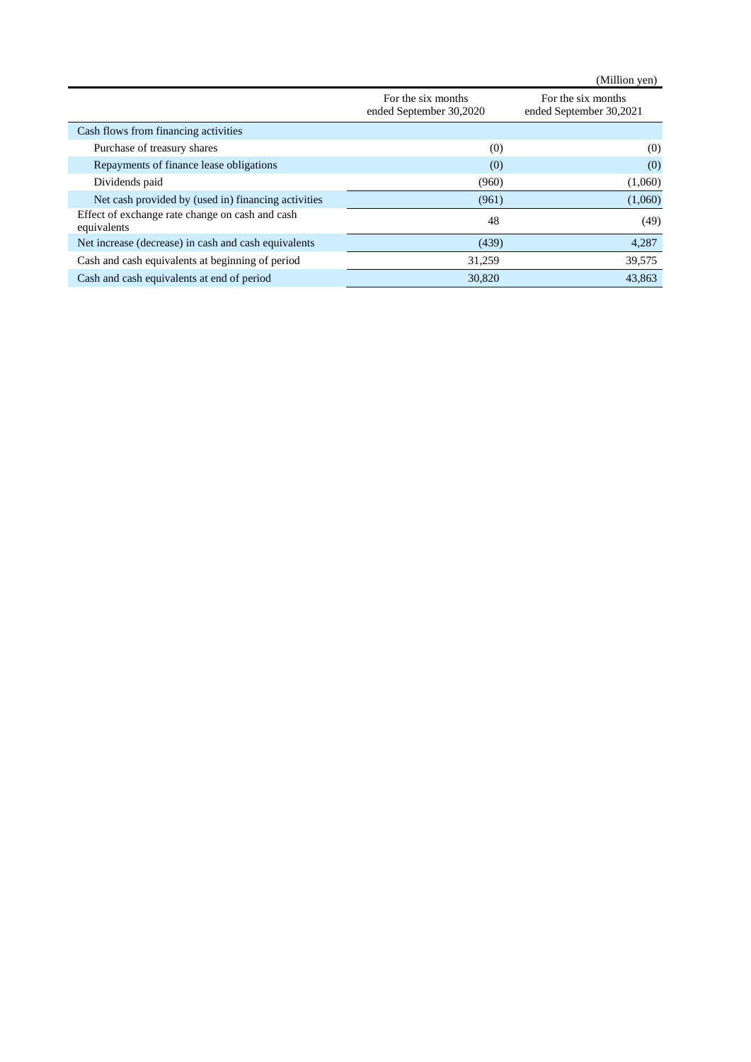(Million yen)

| | For the six months ended September 30,2020 | For the six months ended September 30,2021 |
|---|---|---|
| Cash flows from financing activities | | |
| Purchase of treasury shares | (0) | (0) |
| Repayments of finance lease obligations | (0) | (0) |
| Dividends paid | (960) | (1,060) |
| Net cash provided by (used in) financing activities | (961) | (1,060) |
| Effect of exchange rate change on cash and cash equivalents | 48 | (49) |
| Net increase (decrease) in cash and cash equivalents | (439) | 4,287 |
| Cash and cash equivalents at beginning of period | 31,259 | 39,575 |
| Cash and cash equivalents at end of period | 30,820 | 43,863 |